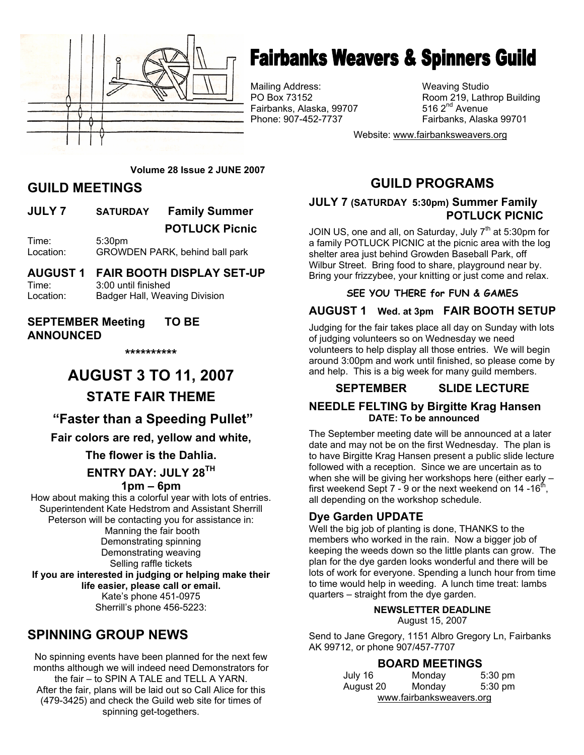# Fairbanks Weavers & Spinners Guild

Mailing Address:
PO Box 73152
Fairbanks, Alaska, 99707
Phone: 907-452-7737

Weaving Studio
Room 219, Lathrop Building
516 2nd Avenue
Fairbanks, Alaska 99701

Website: www.fairbanksweavers.org

**Volume 28 Issue 2 JUNE 2007**

## GUILD MEETINGS

**JULY 7 SATURDAY Family Summer POTLUCK Picnic**

Time: 5:30pm
Location: GROWDEN PARK, behind ball park

**AUGUST 1 FAIR BOOTH DISPLAY SET-UP**

Time: 3:00 until finished
Location: Badger Hall, Weaving Division

**SEPTEMBER Meeting TO BE ANNOUNCED**

\*\*\*\*\*\*\*\*\*\*

## AUGUST 3 TO 11, 2007

### STATE FAIR THEME

### "Faster than a Speeding Pullet"

**Fair colors are red, yellow and white,**

**The flower is the Dahlia.**

**ENTRY DAY: JULY 28TH**

**1pm – 6pm**

How about making this a colorful year with lots of entries. Superintendent Kate Hedstrom and Assistant Sherrill Peterson will be contacting you for assistance in:
Manning the fair booth
Demonstrating spinning
Demonstrating weaving
Selling raffle tickets

**If you are interested in judging or helping make their life easier, please call or email.**

Kate's phone 451-0975
Sherrill's phone 456-5223:

## SPINNING GROUP NEWS

No spinning events have been planned for the next few months although we will indeed need Demonstrators for the fair – to SPIN A TALE and TELL A YARN. After the fair, plans will be laid out so Call Alice for this (479-3425) and check the Guild web site for times of spinning get-togethers.

## GUILD PROGRAMS

### JULY 7 (SATURDAY 5:30pm) Summer Family POTLUCK PICNIC

JOIN US, one and all, on Saturday, July 7th at 5:30pm for a family POTLUCK PICNIC at the picnic area with the log shelter area just behind Growden Baseball Park, off Wilbur Street. Bring food to share, playground near by. Bring your frizzybee, your knitting or just come and relax.

**SEE YOU THERE for FUN & GAMES**

### AUGUST 1 Wed. at 3pm FAIR BOOTH SETUP

Judging for the fair takes place all day on Sunday with lots of judging volunteers so on Wednesday we need volunteers to help display all those entries. We will begin around 3:00pm and work until finished, so please come by and help. This is a big week for many guild members.

### SEPTEMBER SLIDE LECTURE

### NEEDLE FELTING by Birgitte Krag Hansen

**DATE: To be announced**

The September meeting date will be announced at a later date and may not be on the first Wednesday. The plan is to have Birgitte Krag Hansen present a public slide lecture followed with a reception. Since we are uncertain as to when she will be giving her workshops here (either early – first weekend Sept 7 - 9 or the next weekend on 14 -16th, all depending on the workshop schedule.

### Dye Garden UPDATE

Well the big job of planting is done, THANKS to the members who worked in the rain. Now a bigger job of keeping the weeds down so the little plants can grow. The plan for the dye garden looks wonderful and there will be lots of work for everyone. Spending a lunch hour from time to time would help in weeding. A lunch time treat: lambs quarters – straight from the dye garden.

**NEWSLETTER DEADLINE**

August 15, 2007

Send to Jane Gregory, 1151 Albro Gregory Ln, Fairbanks AK 99712, or phone 907/457-7707

### BOARD MEETINGS

| | | |
|---|---|---|
| July 16 | Monday | 5:30 pm |
| August 20 | Monday | 5:30 pm |

www.fairbanksweavers.org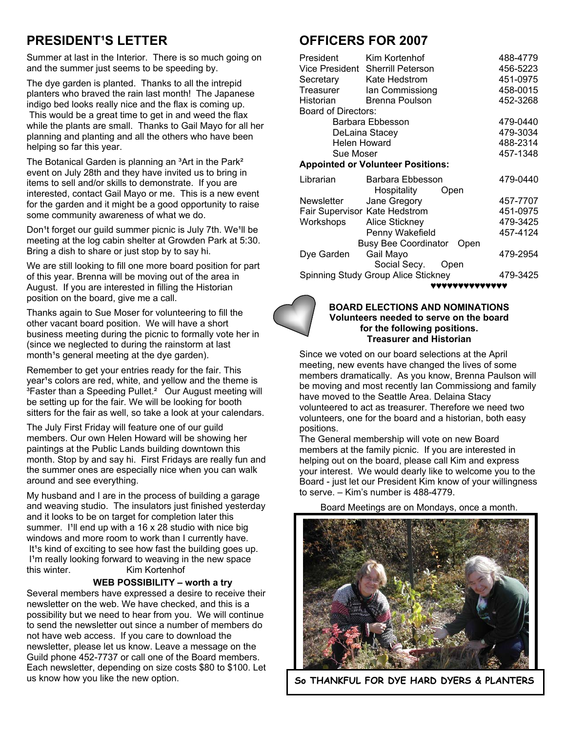## PRESIDENT¹S LETTER

Summer at last in the Interior. There is so much going on and the summer just seems to be speeding by.

The dye garden is planted. Thanks to all the intrepid planters who braved the rain last month! The Japanese indigo bed looks really nice and the flax is coming up. This would be a great time to get in and weed the flax while the plants are small. Thanks to Gail Mayo for all her planning and planting and all the others who have been helping so far this year.

The Botanical Garden is planning an ³Art in the Park² event on July 28th and they have invited us to bring in items to sell and/or skills to demonstrate. If you are interested, contact Gail Mayo or me. This is a new event for the garden and it might be a good opportunity to raise some community awareness of what we do.

Don¹t forget our guild summer picnic is July 7th. We¹ll be meeting at the log cabin shelter at Growden Park at 5:30. Bring a dish to share or just stop by to say hi.

We are still looking to fill one more board position for part of this year. Brenna will be moving out of the area in August. If you are interested in filling the Historian position on the board, give me a call.

Thanks again to Sue Moser for volunteering to fill the other vacant board position. We will have a short business meeting during the picnic to formally vote her in (since we neglected to during the rainstorm at last month¹s general meeting at the dye garden).

Remember to get your entries ready for the fair. This year¹s colors are red, white, and yellow and the theme is ³Faster than a Speeding Pullet.² Our August meeting will be setting up for the fair. We will be looking for booth sitters for the fair as well, so take a look at your calendars.

The July First Friday will feature one of our guild members. Our own Helen Howard will be showing her paintings at the Public Lands building downtown this month. Stop by and say hi. First Fridays are really fun and the summer ones are especially nice when you can walk around and see everything.

My husband and I are in the process of building a garage and weaving studio. The insulators just finished yesterday and it looks to be on target for completion later this summer. I¹ll end up with a 16 x 28 studio with nice big windows and more room to work than I currently have. It¹s kind of exciting to see how fast the building goes up. I¹m really looking forward to weaving in the new space this winter. Kim Kortenhof

**WEB POSSIBILITY – worth a try**

Several members have expressed a desire to receive their newsletter on the web. We have checked, and this is a possibility but we need to hear from you. We will continue to send the newsletter out since a number of members do not have web access. If you care to download the newsletter, please let us know. Leave a message on the Guild phone 452-7737 or call one of the Board members. Each newsletter, depending on size costs $80 to $100. Let us know how you like the new option.

## OFFICERS FOR 2007

| | | |
|---|---|---|
| President | Kim Kortenhof | 488-4779 |
| Vice President | Sherrill Peterson | 456-5223 |
| Secretary | Kate Hedstrom | 451-0975 |
| Treasurer | Ian Commissiong | 458-0015 |
| Historian | Brenna Poulson | 452-3268 |
| Board of Directors: | | |
| | Barbara Ebbesson | 479-0440 |
| | DeLaina Stacey | 479-3034 |
| | Helen Howard | 488-2314 |
| | Sue Moser | 457-1348 |

**Appointed or Volunteer Positions:**

| | | |
|---|---|---|
| Librarian | Barbara Ebbesson | 479-0440 |
| Hospitality | Open | |
| Newsletter | Jane Gregory | 457-7707 |
| Fair Supervisor | Kate Hedstrom | 451-0975 |
| Workshops | Alice Stickney | 479-3425 |
| | Penny Wakefield | 457-4124 |
| Busy Bee Coordinator | Open | |
| Dye Garden | Gail Mayo | 479-2954 |
| Social Secy. | Open | |
| Spinning Study Group | Alice Stickney | 479-3425 |

♥♥♥♥♥♥♥♥♥♥♥♥♥♥

**BOARD ELECTIONS AND NOMINATIONS**
**Volunteers needed to serve on the board for the following positions.**
**Treasurer and Historian**

Since we voted on our board selections at the April meeting, new events have changed the lives of some members dramatically. As you know, Brenna Paulson will be moving and most recently Ian Commissiong and family have moved to the Seattle Area. Delaina Stacy volunteered to act as treasurer. Therefore we need two volunteers, one for the board and a historian, both easy positions.

The General membership will vote on new Board members at the family picnic. If you are interested in helping out on the board, please call Kim and express your interest. We would dearly like to welcome you to the Board - just let our President Kim know of your willingness to serve. – Kim's number is 488-4779.

Board Meetings are on Mondays, once a month.

So THANKFUL FOR DYE HARD DYERS & PLANTERS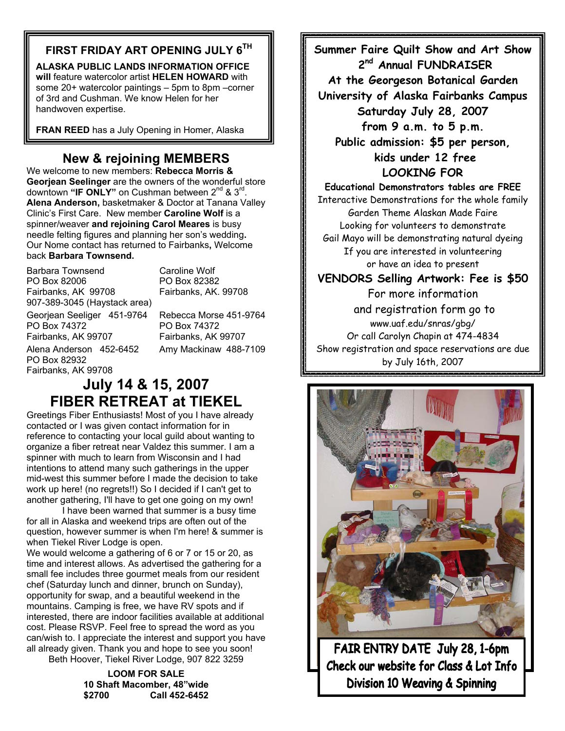## FIRST FRIDAY ART OPENING JULY 6TH

**ALASKA PUBLIC LANDS INFORMATION OFFICE will** feature watercolor artist **HELEN HOWARD** with some 20+ watercolor paintings – 5pm to 8pm –corner of 3rd and Cushman. We know Helen for her handwoven expertise.

**FRAN REED** has a July Opening in Homer, Alaska

## New & rejoining MEMBERS

We welcome to new members: **Rebecca Morris & Georjean Seelinger** are the owners of the wonderful store downtown **"IF ONLY"** on Cushman between 2nd & 3rd. **Alena Anderson,** basketmaker & Doctor at Tanana Valley Clinic's First Care. New member **Caroline Wolf** is a spinner/weaver **and rejoining Carol Meares** is busy needle felting figures and planning her son's wedding**.** Our Nome contact has returned to Fairbanks**,** Welcome back **Barbara Townsend.**

Barbara Townsend
PO Box 82006
Fairbanks, AK 99708
907-389-3045 (Haystack area)

Caroline Wolf
PO Box 82382
Fairbanks, AK. 99708

Georjean Seeliger 451-9764
PO Box 74372
Fairbanks, AK 99707

Rebecca Morse 451-9764
PO Box 74372
Fairbanks, AK 99707

Alena Anderson 452-6452
PO Box 82932
Fairbanks, AK 99708

Amy Mackinaw 488-7109

## July 14 & 15, 2007 FIBER RETREAT at TIEKEL

Greetings Fiber Enthusiasts! Most of you I have already contacted or I was given contact information for in reference to contacting your local guild about wanting to organize a fiber retreat near Valdez this summer. I am a spinner with much to learn from Wisconsin and I had intentions to attend many such gatherings in the upper mid-west this summer before I made the decision to take work up here! (no regrets!!) So I decided if I can't get to another gathering, I'll have to get one going on my own!

I have been warned that summer is a busy time for all in Alaska and weekend trips are often out of the question, however summer is when I'm here! & summer is when Tiekel River Lodge is open.

We would welcome a gathering of 6 or 7 or 15 or 20, as time and interest allows. As advertised the gathering for a small fee includes three gourmet meals from our resident chef (Saturday lunch and dinner, brunch on Sunday), opportunity for swap, and a beautiful weekend in the mountains. Camping is free, we have RV spots and if interested, there are indoor facilities available at additional cost. Please RSVP. Feel free to spread the word as you can/wish to. I appreciate the interest and support you have all already given. Thank you and hope to see you soon!

Beth Hoover, Tiekel River Lodge, 907 822 3259

**LOOM FOR SALE**
**10 Shaft Macomber, 48"wide**
**$2700 Call 452-6452**

**Summer Faire Quilt Show and Art Show**
**2nd Annual FUNDRAISER**
**At the Georgeson Botanical Garden**
**University of Alaska Fairbanks Campus**
**Saturday July 28, 2007**
**from 9 a.m. to 5 p.m.**
**Public admission: $5 per person, kids under 12 free**

**LOOKING FOR**

**Educational Demonstrators tables are FREE**
Interactive Demonstrations for the whole family
Garden Theme Alaskan Made Faire
Looking for volunteers to demonstrate
Gail Mayo will be demonstrating natural dyeing
If you are interested in volunteering or have an idea to present

**VENDORS Selling Artwork: Fee is $50**

For more information and registration form go to
www.uaf.edu/snras/gbg/
Or call Carolyn Chapin at 474-4834
Show registration and space reservations are due by July 16th, 2007

**FAIR ENTRY DATE July 28, 1-6pm**
**Check our website for Class & Lot Info**
**Division 10 Weaving & Spinning**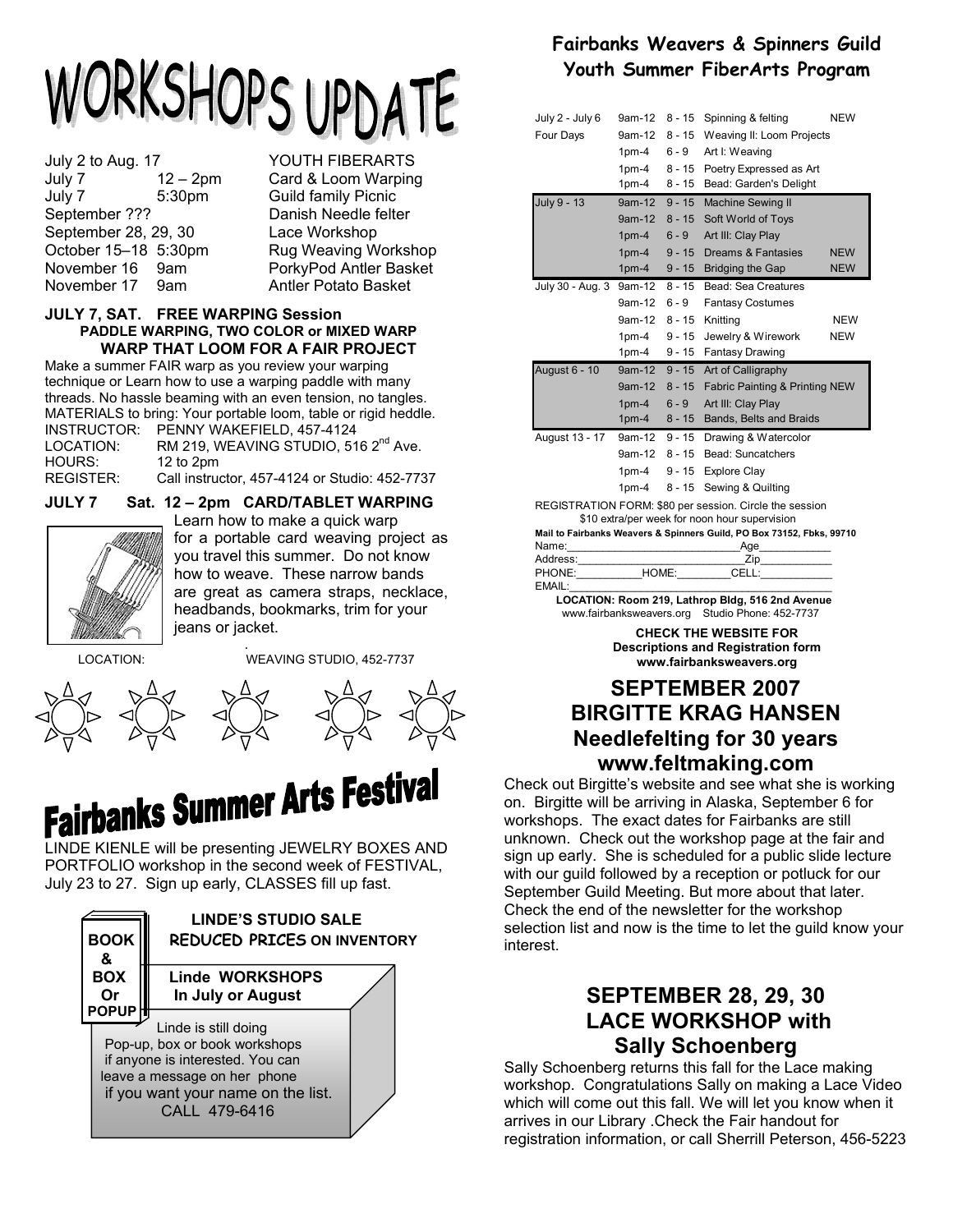# WORKSHOPS UPDATE

| | | |
|---|---|---|
| July 2 to Aug. 17 | | YOUTH FIBERARTS |
| July 7 | 12 – 2pm | Card & Loom Warping |
| July 7 | 5:30pm | Guild family Picnic |
| September ??? | | Danish Needle felter |
| September 28, 29, 30 | | Lace Workshop |
| October 15–18 | 5:30pm | Rug Weaving Workshop |
| November 16 | 9am | PorkyPod Antler Basket |
| November 17 | 9am | Antler Potato Basket |

### JULY 7, SAT. FREE WARPING Session

**PADDLE WARPING, TWO COLOR or MIXED WARP**

**WARP THAT LOOM FOR A FAIR PROJECT**

Make a summer FAIR warp as you review your warping technique or Learn how to use a warping paddle with many threads. No hassle beaming with an even tension, no tangles. MATERIALS to bring: Your portable loom, table or rigid heddle.

INSTRUCTOR: PENNY WAKEFIELD, 457-4124
LOCATION: RM 219, WEAVING STUDIO, 516 2nd Ave.
HOURS: 12 to 2pm
REGISTER: Call instructor, 457-4124 or Studio: 452-7737

### JULY 7 Sat. 12 – 2pm CARD/TABLET WARPING

Learn how to make a quick warp for a portable card weaving project as you travel this summer. Do not know how to weave. These narrow bands are great as camera straps, necklace, headbands, bookmarks, trim for your jeans or jacket.

LOCATION: WEAVING STUDIO, 452-7737

# Fairbanks Summer Arts Festival

LINDE KIENLE will be presenting JEWELRY BOXES AND PORTFOLIO workshop in the second week of FESTIVAL, July 23 to 27. Sign up early, CLASSES fill up fast.

**BOOK & BOX Or POPUP**

**LINDE'S STUDIO SALE**
**REDUCED PRICES ON INVENTORY**

**Linde WORKSHOPS In July or August**

Linde is still doing Pop-up, box or book workshops if anyone is interested. You can leave a message on her phone if you want your name on the list. CALL 479-6416

## Fairbanks Weavers & Spinners Guild Youth Summer FiberArts Program

| Dates | Time | Ages | Session | |
|---|---|---|---|---|
| July 2 - July 6 | 9am-12 | 8 - 15 | Spinning & felting | NEW |
| Four Days | 9am-12 | 8 - 15 | Weaving II: Loom Projects | |
| | 1pm-4 | 6 - 9 | Art I: Weaving | |
| | 1pm-4 | 8 - 15 | Poetry Expressed as Art | |
| | 1pm-4 | 8 - 15 | Bead: Garden's Delight | |
| July 9 - 13 | 9am-12 | 9 - 15 | Machine Sewing II | |
| | 9am-12 | 8 - 15 | Soft World of Toys | |
| | 1pm-4 | 6 - 9 | Art III: Clay Play | |
| | 1pm-4 | 9 - 15 | Dreams & Fantasies | NEW |
| | 1pm-4 | 9 - 15 | Bridging the Gap | NEW |
| July 30 - Aug. 3 | 9am-12 | 8 - 15 | Bead: Sea Creatures | |
| | 9am-12 | 6 - 9 | Fantasy Costumes | |
| | 9am-12 | 8 - 15 | Knitting | NEW |
| | 1pm-4 | 9 - 15 | Jewelry & Wirework | NEW |
| | 1pm-4 | 9 - 15 | Fantasy Drawing | |
| August 6 - 10 | 9am-12 | 9 - 15 | Art of Calligraphy | |
| | 9am-12 | 8 - 15 | Fabric Painting & Printing | NEW |
| | 1pm-4 | 6 - 9 | Art III: Clay Play | |
| | 1pm-4 | 8 - 15 | Bands, Belts and Braids | |
| August 13 - 17 | 9am-12 | 9 - 15 | Drawing & Watercolor | |
| | 9am-12 | 8 - 15 | Bead: Suncatchers | |
| | 1pm-4 | 9 - 15 | Explore Clay | |
| | 1pm-4 | 8 - 15 | Sewing & Quilting | |

REGISTRATION FORM: $80 per session. Circle the session
$10 extra/per week for noon hour supervision

**Mail to Fairbanks Weavers & Spinners Guild, PO Box 73152, Fbks, 99710**

Name:\_\_\_\_\_\_\_\_\_\_\_\_\_\_\_\_\_\_\_\_ Age\_\_\_\_\_\_\_\_
Address:\_\_\_\_\_\_\_\_\_\_\_\_\_\_\_\_\_\_\_\_ Zip\_\_\_\_\_\_\_\_
PHONE:\_\_\_\_\_\_\_\_ HOME:\_\_\_\_\_\_\_\_ CELL:\_\_\_\_\_\_\_\_
EMAIL:\_\_\_\_\_\_\_\_\_\_\_\_\_\_\_\_\_\_\_\_

**LOCATION: Room 219, Lathrop Bldg, 516 2nd Avenue**
www.fairbanksweavers.org Studio Phone: 452-7737

**CHECK THE WEBSITE FOR Descriptions and Registration form www.fairbanksweavers.org**

## SEPTEMBER 2007 BIRGITTE KRAG HANSEN Needlefelting for 30 years www.feltmaking.com

Check out Birgitte's website and see what she is working on. Birgitte will be arriving in Alaska, September 6 for workshops. The exact dates for Fairbanks are still unknown. Check out the workshop page at the fair and sign up early. She is scheduled for a public slide lecture with our guild followed by a reception or potluck for our September Guild Meeting. But more about that later. Check the end of the newsletter for the workshop selection list and now is the time to let the guild know your interest.

## SEPTEMBER 28, 29, 30 LACE WORKSHOP with Sally Schoenberg

Sally Schoenberg returns this fall for the Lace making workshop. Congratulations Sally on making a Lace Video which will come out this fall. We will let you know when it arrives in our Library .Check the Fair handout for registration information, or call Sherrill Peterson, 456-5223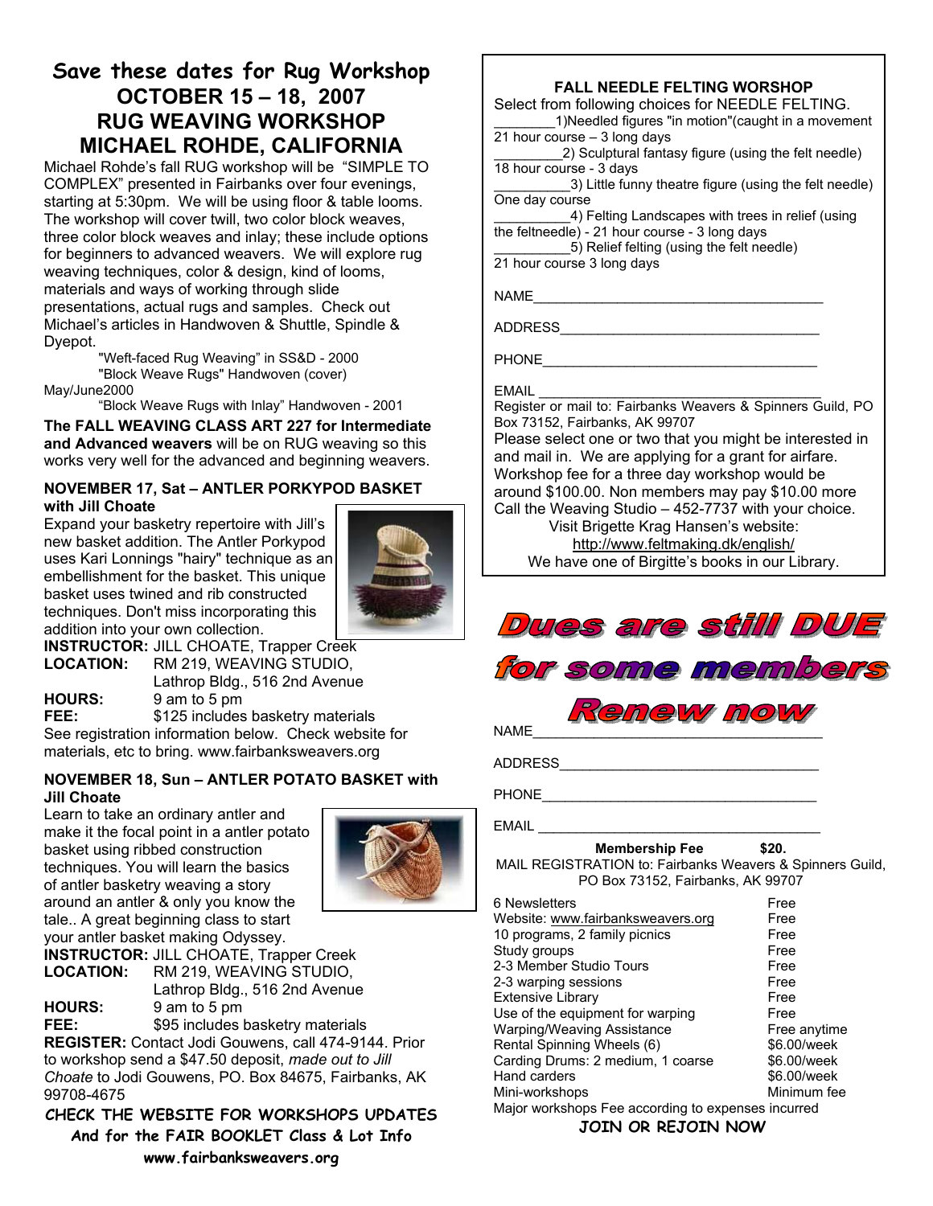## Save these dates for Rug Workshop

## OCTOBER 15 – 18, 2007

## RUG WEAVING WORKSHOP

## MICHAEL ROHDE, CALIFORNIA

Michael Rohde's fall RUG workshop will be "SIMPLE TO COMPLEX" presented in Fairbanks over four evenings, starting at 5:30pm. We will be using floor & table looms. The workshop will cover twill, two color block weaves, three color block weaves and inlay; these include options for beginners to advanced weavers. We will explore rug weaving techniques, color & design, kind of looms, materials and ways of working through slide presentations, actual rugs and samples. Check out Michael's articles in Handwoven & Shuttle, Spindle & Dyepot.

"Weft-faced Rug Weaving" in SS&D - 2000
"Block Weave Rugs" Handwoven (cover) May/June2000
"Block Weave Rugs with Inlay" Handwoven - 2001

**The FALL WEAVING CLASS ART 227 for Intermediate and Advanced weavers** will be on RUG weaving so this works very well for the advanced and beginning weavers.

### NOVEMBER 17, Sat – ANTLER PORKYPOD BASKET with Jill Choate

Expand your basketry repertoire with Jill's new basket addition. The Antler Porkypod uses Kari Lonnings "hairy" technique as an embellishment for the basket. This unique basket uses twined and rib constructed techniques. Don't miss incorporating this addition into your own collection.

**INSTRUCTOR:** JILL CHOATE, Trapper Creek
**LOCATION:** RM 219, WEAVING STUDIO, Lathrop Bldg., 516 2nd Avenue
**HOURS:** 9 am to 5 pm
**FEE:** $125 includes basketry materials

See registration information below. Check website for materials, etc to bring. www.fairbanksweavers.org

### NOVEMBER 18, Sun – ANTLER POTATO BASKET with Jill Choate

Learn to take an ordinary antler and make it the focal point in a antler potato basket using ribbed construction techniques. You will learn the basics of antler basketry weaving a story around an antler & only you know the tale.. A great beginning class to start your antler basket making Odyssey.

**INSTRUCTOR:** JILL CHOATE, Trapper Creek
**LOCATION:** RM 219, WEAVING STUDIO, Lathrop Bldg., 516 2nd Avenue
**HOURS:** 9 am to 5 pm
**FEE:** $95 includes basketry materials

**REGISTER:** Contact Jodi Gouwens, call 474-9144. Prior to workshop send a $47.50 deposit, *made out to Jill Choate* to Jodi Gouwens, PO. Box 84675, Fairbanks, AK 99708-4675

**CHECK THE WEBSITE FOR WORKSHOPS UPDATES**
**And for the FAIR BOOKLET Class & Lot Info**
**www.fairbanksweavers.org**

---

### FALL NEEDLE FELTING WORSHOP

Select from following choices for NEEDLE FELTING.

________1)Needled figures "in motion"(caught in a movement 21 hour course – 3 long days
_________2) Sculptural fantasy figure (using the felt needle) 18 hour course - 3 days
__________3) Little funny theatre figure (using the felt needle) One day course
__________4) Felting Landscapes with trees in relief (using the feltneedle) - 21 hour course - 3 long days
__________5) Relief felting (using the felt needle) 21 hour course 3 long days

NAME______________________________________
ADDRESS___________________________________
PHONE_____________________________________
EMAIL ______________________________________

Register or mail to: Fairbanks Weavers & Spinners Guild, PO Box 73152, Fairbanks, AK 99707

Please select one or two that you might be interested in and mail in. We are applying for a grant for airfare. Workshop fee for a three day workshop would be around $100.00. Non members may pay $10.00 more Call the Weaving Studio – 452-7737 with your choice.

Visit Brigette Krag Hansen's website:
http://www.feltmaking.dk/english/
We have one of Birgitte's books in our Library.

---

## Dues are still DUE for some members

## Renew now

NAME______________________________________
ADDRESS___________________________________
PHONE_____________________________________
EMAIL ______________________________________

**Membership Fee $20.**

MAIL REGISTRATION to: Fairbanks Weavers & Spinners Guild, PO Box 73152, Fairbanks, AK 99707

| | |
|---|---|
| 6 Newsletters | Free |
| Website: www.fairbanksweavers.org | Free |
| 10 programs, 2 family picnics | Free |
| Study groups | Free |
| 2-3 Member Studio Tours | Free |
| 2-3 warping sessions | Free |
| Extensive Library | Free |
| Use of the equipment for warping | Free |
| Warping/Weaving Assistance | Free anytime |
| Rental Spinning Wheels (6) | $6.00/week |
| Carding Drums: 2 medium, 1 coarse | $6.00/week |
| Hand carders | $6.00/week |
| Mini-workshops | Minimum fee |

Major workshops Fee according to expenses incurred

**JOIN OR REJOIN NOW**